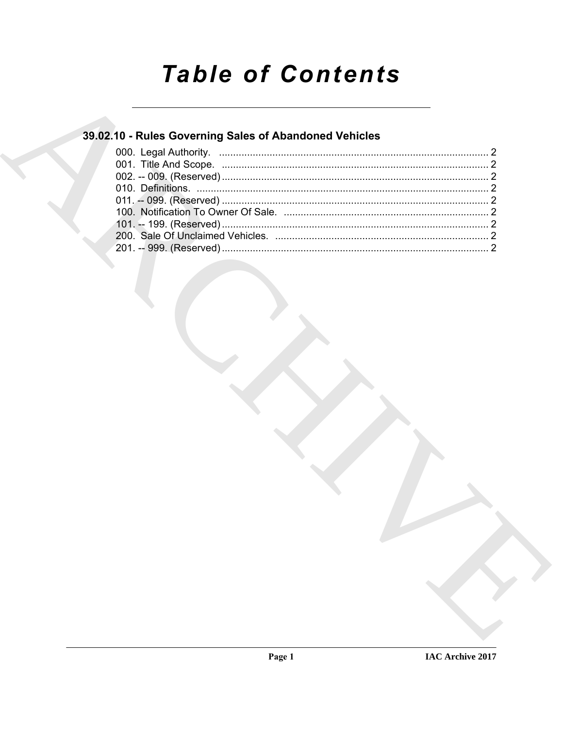# Table of Contents

## 39.02.10 - Rules Governing Sales of Abandoned Vehicles

000. Legal Authority. ........................................................................................ 2
001. Title And Scope. ........................................................................................ 2
002. -- 009. (Reserved) ........................................................................................ 2
010. Definitions. ........................................................................................ 2
011. -- 099. (Reserved) ........................................................................................ 2
100. Notification To Owner Of Sale. ........................................................................................ 2
101. -- 199. (Reserved) ........................................................................................ 2
200. Sale Of Unclaimed Vehicles. ........................................................................................ 2
201. -- 999. (Reserved) ........................................................................................ 2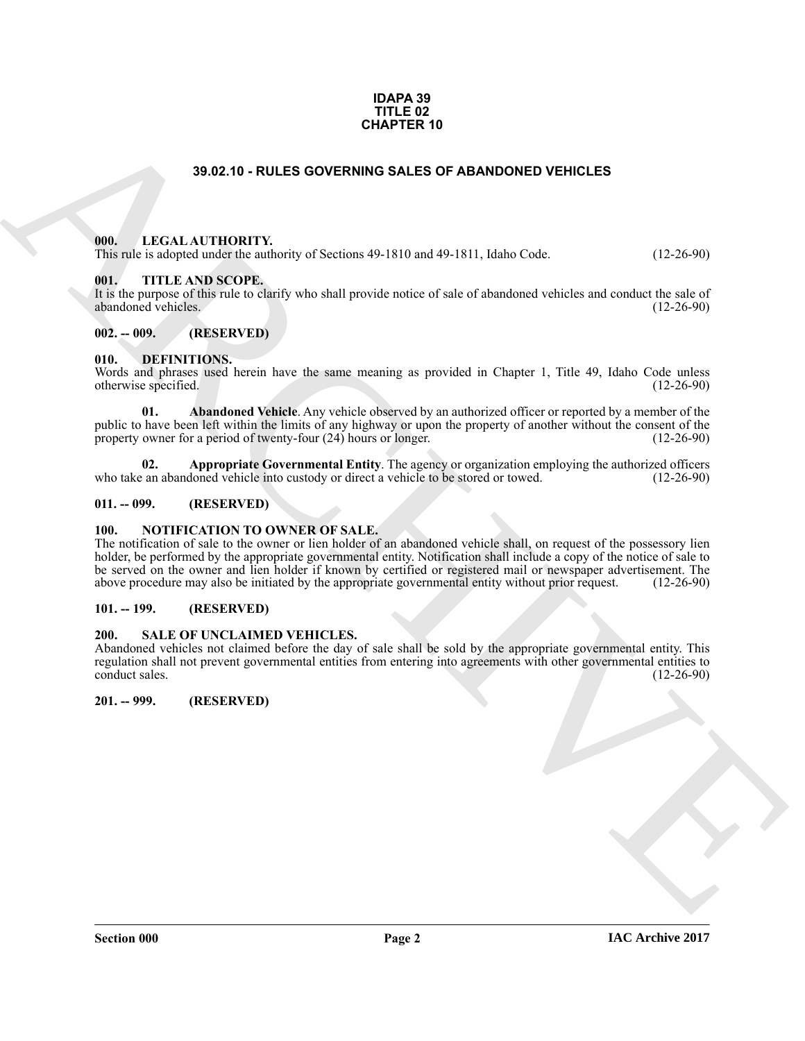**IDAPA 39**
**TITLE 02**
**CHAPTER 10**

## 39.02.10 - RULES GOVERNING SALES OF ABANDONED VEHICLES

### 000. LEGAL AUTHORITY.

This rule is adopted under the authority of Sections 49-1810 and 49-1811, Idaho Code. (12-26-90)

### 001. TITLE AND SCOPE.

It is the purpose of this rule to clarify who shall provide notice of sale of abandoned vehicles and conduct the sale of abandoned vehicles. (12-26-90)

### 002. -- 009. (RESERVED)

### 010. DEFINITIONS.

Words and phrases used herein have the same meaning as provided in Chapter 1, Title 49, Idaho Code unless otherwise specified. (12-26-90)

**01. Abandoned Vehicle**. Any vehicle observed by an authorized officer or reported by a member of the public to have been left within the limits of any highway or upon the property of another without the consent of the property owner for a period of twenty-four (24) hours or longer. (12-26-90)

**02. Appropriate Governmental Entity**. The agency or organization employing the authorized officers who take an abandoned vehicle into custody or direct a vehicle to be stored or towed. (12-26-90)

### 011. -- 099. (RESERVED)

### 100. NOTIFICATION TO OWNER OF SALE.

The notification of sale to the owner or lien holder of an abandoned vehicle shall, on request of the possessory lien holder, be performed by the appropriate governmental entity. Notification shall include a copy of the notice of sale to be served on the owner and lien holder if known by certified or registered mail or newspaper advertisement. The above procedure may also be initiated by the appropriate governmental entity without prior request. (12-26-90)

### 101. -- 199. (RESERVED)

### 200. SALE OF UNCLAIMED VEHICLES.

Abandoned vehicles not claimed before the day of sale shall be sold by the appropriate governmental entity. This regulation shall not prevent governmental entities from entering into agreements with other governmental entities to conduct sales. (12-26-90)

### 201. -- 999. (RESERVED)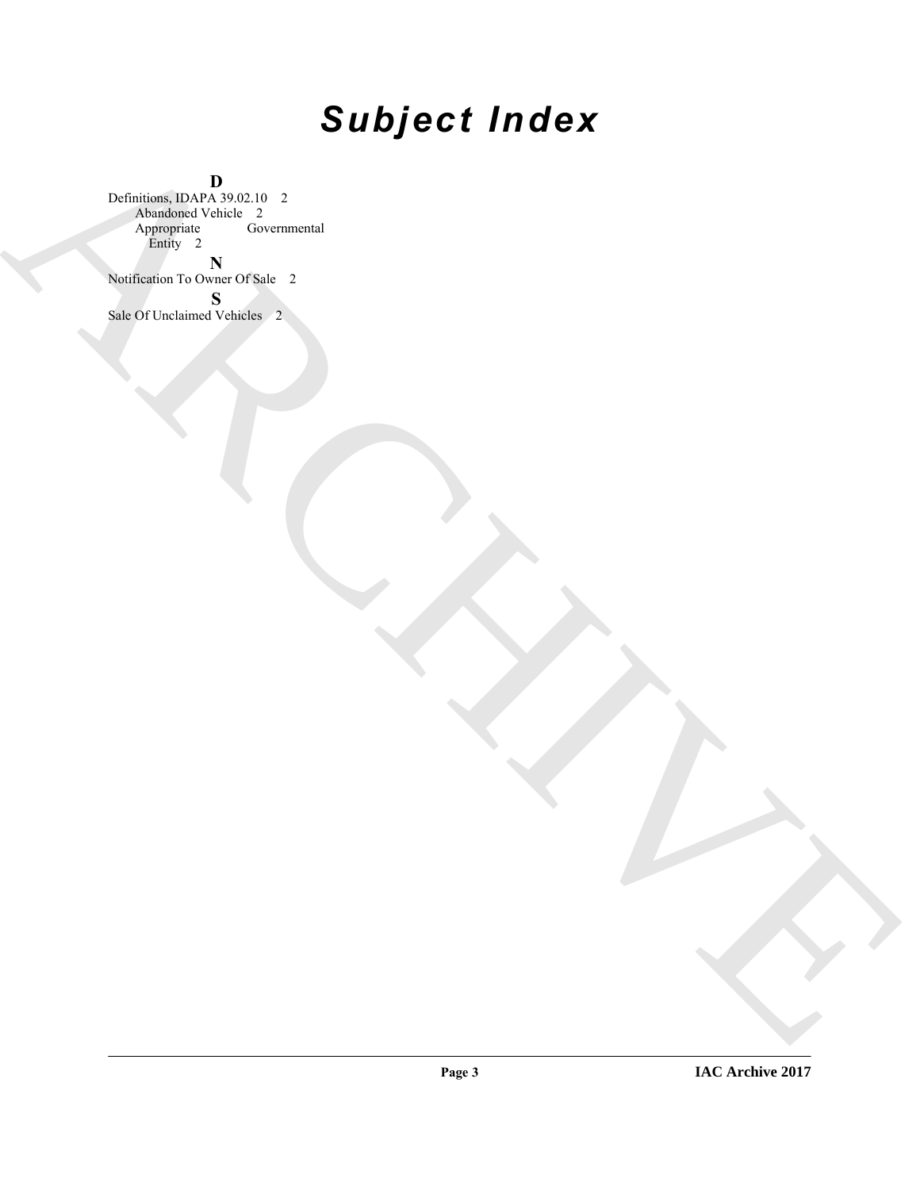# *Subject Index*

**D**

Definitions, IDAPA 39.02.10 2
- Abandoned Vehicle 2
- Appropriate Governmental Entity 2

**N**

Notification To Owner Of Sale 2

**S**

Sale Of Unclaimed Vehicles 2